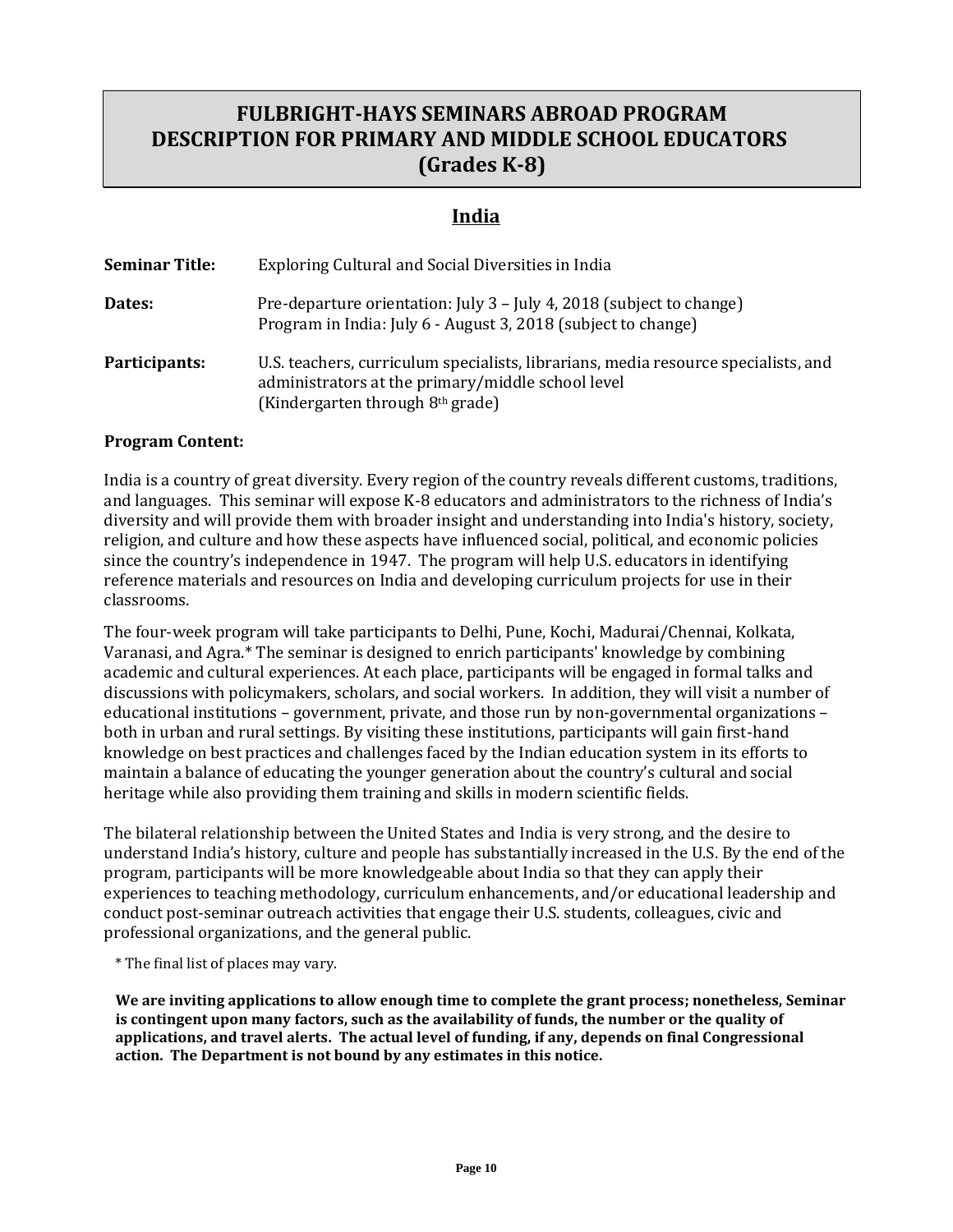# FULBRIGHT-HAYS SEMINARS ABROAD PROGRAM DESCRIPTION FOR PRIMARY AND MIDDLE SCHOOL EDUCATORS (Grades K-8)

## India

**Seminar Title:** Exploring Cultural and Social Diversities in India

**Dates:** Pre-departure orientation: July 3 – July 4, 2018 (subject to change)
Program in India: July 6 - August 3, 2018 (subject to change)

**Participants:** U.S. teachers, curriculum specialists, librarians, media resource specialists, and administrators at the primary/middle school level
(Kindergarten through 8th grade)

**Program Content:**

India is a country of great diversity. Every region of the country reveals different customs, traditions, and languages. This seminar will expose K-8 educators and administrators to the richness of India's diversity and will provide them with broader insight and understanding into India's history, society, religion, and culture and how these aspects have influenced social, political, and economic policies since the country's independence in 1947. The program will help U.S. educators in identifying reference materials and resources on India and developing curriculum projects for use in their classrooms.

The four-week program will take participants to Delhi, Pune, Kochi, Madurai/Chennai, Kolkata, Varanasi, and Agra.* The seminar is designed to enrich participants' knowledge by combining academic and cultural experiences. At each place, participants will be engaged in formal talks and discussions with policymakers, scholars, and social workers. In addition, they will visit a number of educational institutions – government, private, and those run by non-governmental organizations – both in urban and rural settings. By visiting these institutions, participants will gain first-hand knowledge on best practices and challenges faced by the Indian education system in its efforts to maintain a balance of educating the younger generation about the country's cultural and social heritage while also providing them training and skills in modern scientific fields.

The bilateral relationship between the United States and India is very strong, and the desire to understand India's history, culture and people has substantially increased in the U.S. By the end of the program, participants will be more knowledgeable about India so that they can apply their experiences to teaching methodology, curriculum enhancements, and/or educational leadership and conduct post-seminar outreach activities that engage their U.S. students, colleagues, civic and professional organizations, and the general public.

* The final list of places may vary.

**We are inviting applications to allow enough time to complete the grant process; nonetheless, Seminar is contingent upon many factors, such as the availability of funds, the number or the quality of applications, and travel alerts. The actual level of funding, if any, depends on final Congressional action. The Department is not bound by any estimates in this notice.**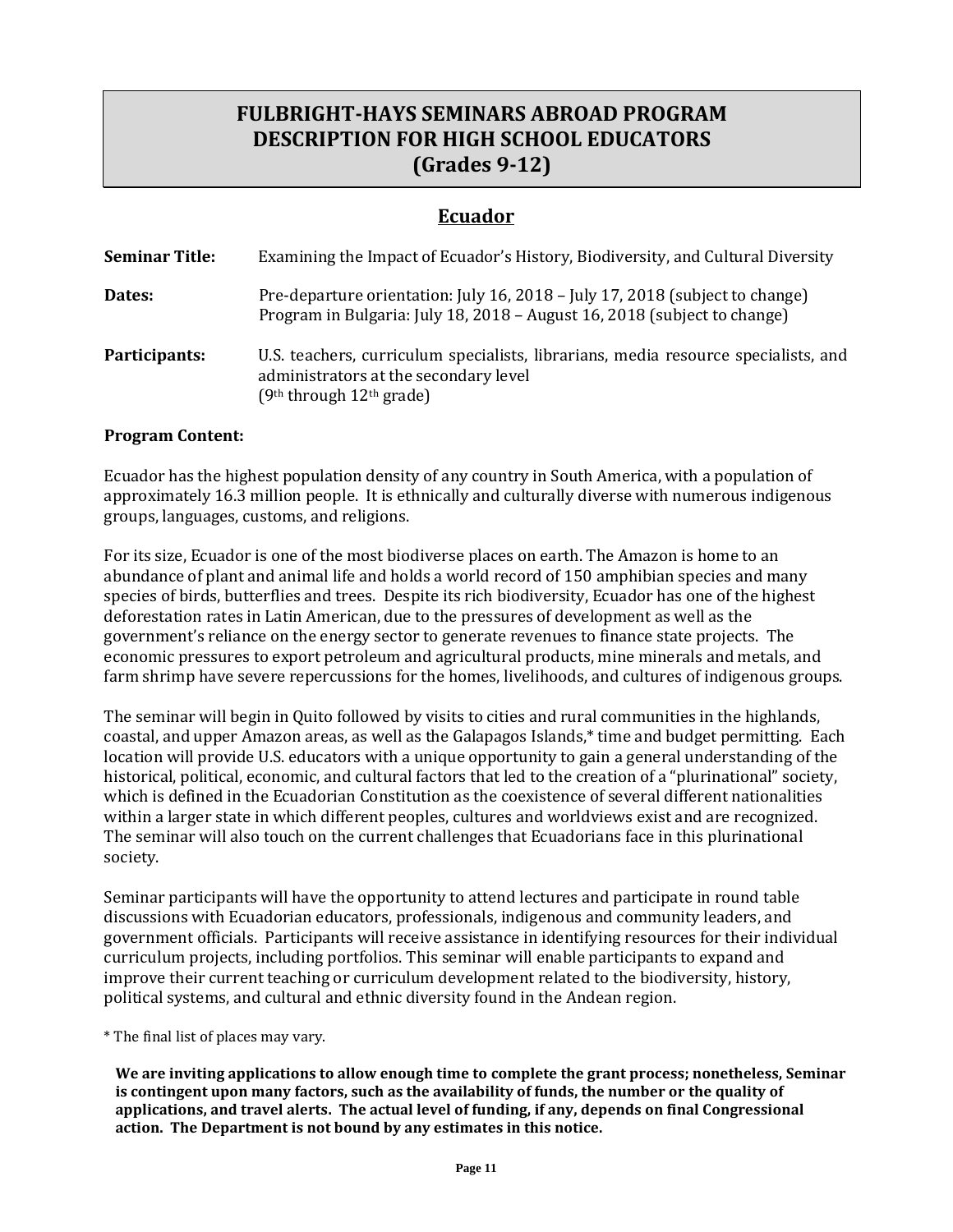# FULBRIGHT-HAYS SEMINARS ABROAD PROGRAM DESCRIPTION FOR HIGH SCHOOL EDUCATORS (Grades 9-12)

## Ecuador

**Seminar Title:** Examining the Impact of Ecuador's History, Biodiversity, and Cultural Diversity

**Dates:** Pre-departure orientation: July 16, 2018 – July 17, 2018 (subject to change)
Program in Bulgaria: July 18, 2018 – August 16, 2018 (subject to change)

**Participants:** U.S. teachers, curriculum specialists, librarians, media resource specialists, and administrators at the secondary level
(9th through 12th grade)

**Program Content:**

Ecuador has the highest population density of any country in South America, with a population of approximately 16.3 million people. It is ethnically and culturally diverse with numerous indigenous groups, languages, customs, and religions.

For its size, Ecuador is one of the most biodiverse places on earth. The Amazon is home to an abundance of plant and animal life and holds a world record of 150 amphibian species and many species of birds, butterflies and trees. Despite its rich biodiversity, Ecuador has one of the highest deforestation rates in Latin American, due to the pressures of development as well as the government's reliance on the energy sector to generate revenues to finance state projects. The economic pressures to export petroleum and agricultural products, mine minerals and metals, and farm shrimp have severe repercussions for the homes, livelihoods, and cultures of indigenous groups.

The seminar will begin in Quito followed by visits to cities and rural communities in the highlands, coastal, and upper Amazon areas, as well as the Galapagos Islands,* time and budget permitting. Each location will provide U.S. educators with a unique opportunity to gain a general understanding of the historical, political, economic, and cultural factors that led to the creation of a "plurinational" society, which is defined in the Ecuadorian Constitution as the coexistence of several different nationalities within a larger state in which different peoples, cultures and worldviews exist and are recognized. The seminar will also touch on the current challenges that Ecuadorians face in this plurinational society.

Seminar participants will have the opportunity to attend lectures and participate in round table discussions with Ecuadorian educators, professionals, indigenous and community leaders, and government officials. Participants will receive assistance in identifying resources for their individual curriculum projects, including portfolios. This seminar will enable participants to expand and improve their current teaching or curriculum development related to the biodiversity, history, political systems, and cultural and ethnic diversity found in the Andean region.

* The final list of places may vary.

**We are inviting applications to allow enough time to complete the grant process; nonetheless, Seminar is contingent upon many factors, such as the availability of funds, the number or the quality of applications, and travel alerts. The actual level of funding, if any, depends on final Congressional action. The Department is not bound by any estimates in this notice.**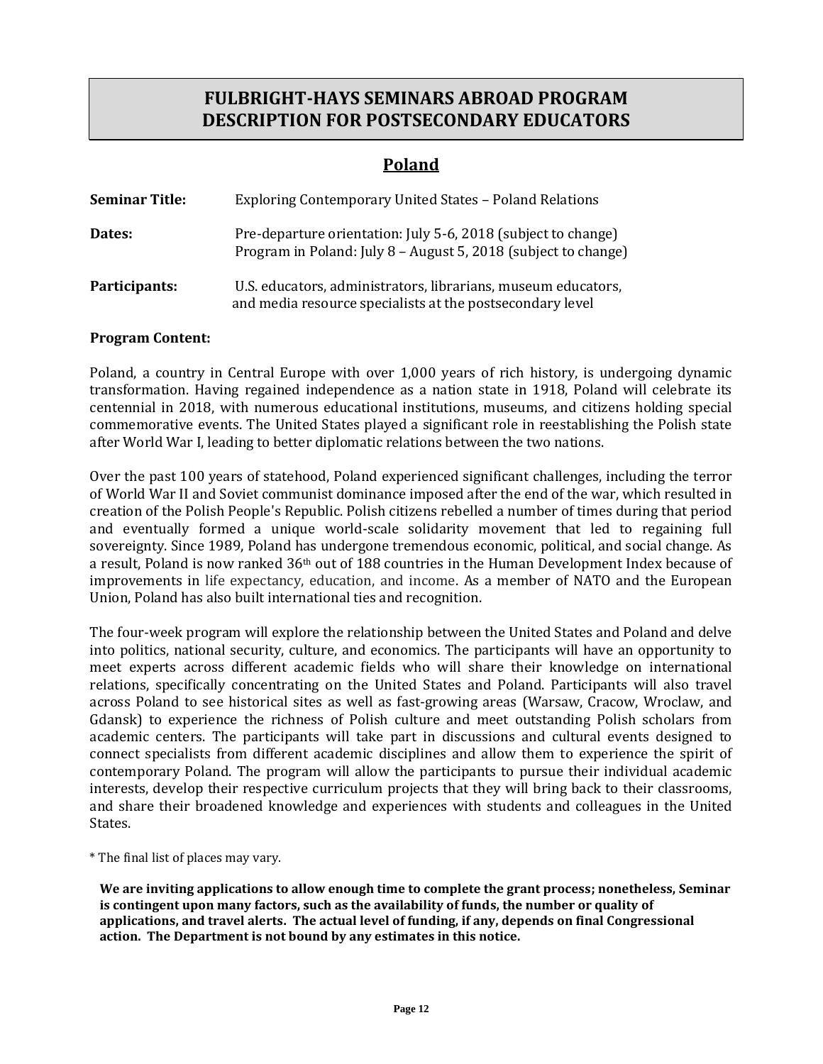# FULBRIGHT-HAYS SEMINARS ABROAD PROGRAM DESCRIPTION FOR POSTSECONDARY EDUCATORS

## Poland

**Seminar Title:** Exploring Contemporary United States – Poland Relations

**Dates:** Pre-departure orientation: July 5-6, 2018 (subject to change)
Program in Poland: July 8 – August 5, 2018 (subject to change)

**Participants:** U.S. educators, administrators, librarians, museum educators, and media resource specialists at the postsecondary level

**Program Content:**

Poland, a country in Central Europe with over 1,000 years of rich history, is undergoing dynamic transformation. Having regained independence as a nation state in 1918, Poland will celebrate its centennial in 2018, with numerous educational institutions, museums, and citizens holding special commemorative events. The United States played a significant role in reestablishing the Polish state after World War I, leading to better diplomatic relations between the two nations.

Over the past 100 years of statehood, Poland experienced significant challenges, including the terror of World War II and Soviet communist dominance imposed after the end of the war, which resulted in creation of the Polish People's Republic. Polish citizens rebelled a number of times during that period and eventually formed a unique world-scale solidarity movement that led to regaining full sovereignty. Since 1989, Poland has undergone tremendous economic, political, and social change. As a result, Poland is now ranked 36th out of 188 countries in the Human Development Index because of improvements in life expectancy, education, and income. As a member of NATO and the European Union, Poland has also built international ties and recognition.

The four-week program will explore the relationship between the United States and Poland and delve into politics, national security, culture, and economics. The participants will have an opportunity to meet experts across different academic fields who will share their knowledge on international relations, specifically concentrating on the United States and Poland. Participants will also travel across Poland to see historical sites as well as fast-growing areas (Warsaw, Cracow, Wroclaw, and Gdansk) to experience the richness of Polish culture and meet outstanding Polish scholars from academic centers. The participants will take part in discussions and cultural events designed to connect specialists from different academic disciplines and allow them to experience the spirit of contemporary Poland. The program will allow the participants to pursue their individual academic interests, develop their respective curriculum projects that they will bring back to their classrooms, and share their broadened knowledge and experiences with students and colleagues in the United States.

* The final list of places may vary.

**We are inviting applications to allow enough time to complete the grant process; nonetheless, Seminar is contingent upon many factors, such as the availability of funds, the number or quality of applications, and travel alerts. The actual level of funding, if any, depends on final Congressional action. The Department is not bound by any estimates in this notice.**